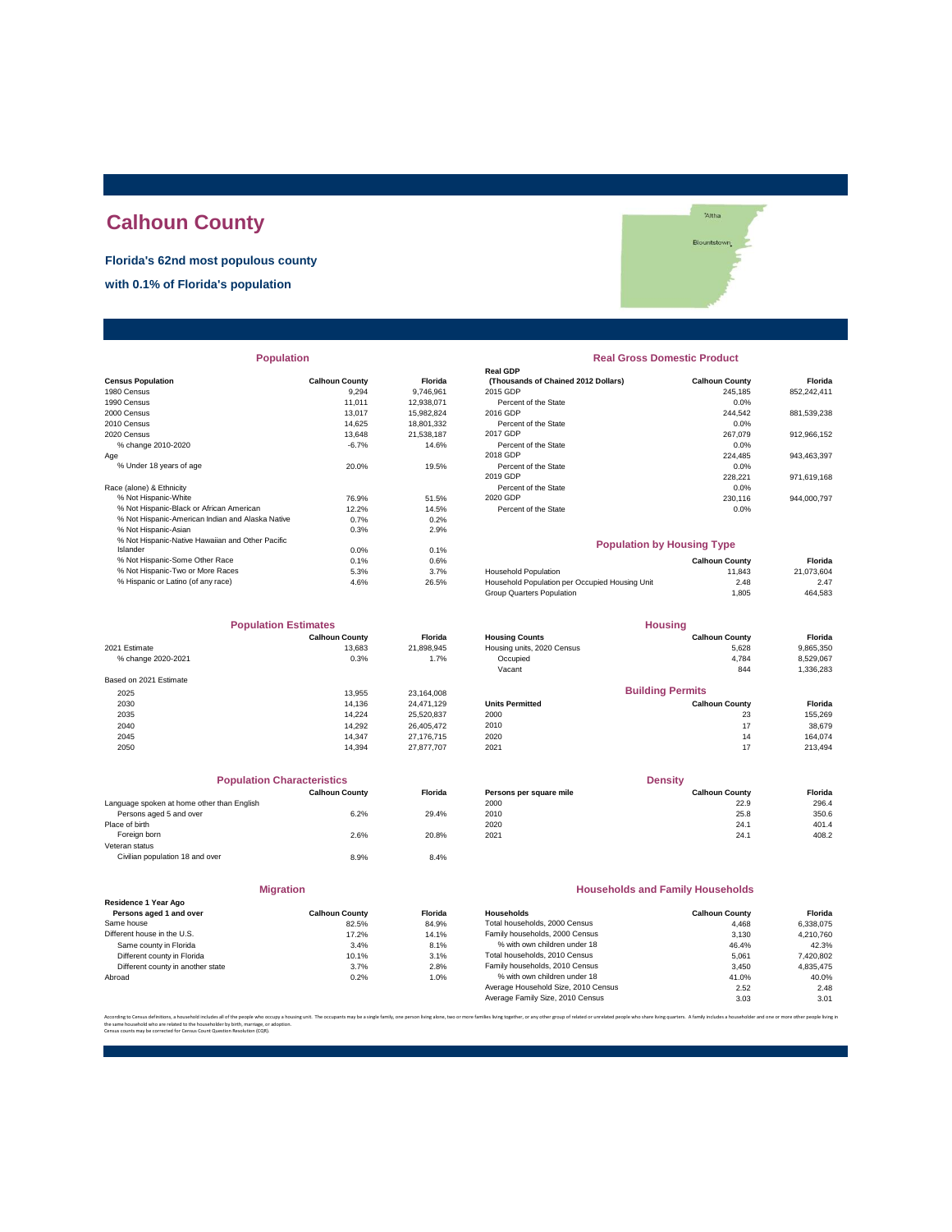# Calhoun County

**Florida's 62nd most populous county**

**with 0.1% of Florida's population**

## Population

| Census Population | Calhoun County | Florida |
|---|---|---|
| 1980 Census | 9,294 | 9,746,961 |
| 1990 Census | 11,011 | 12,938,071 |
| 2000 Census | 13,017 | 15,982,824 |
| 2010 Census | 14,625 | 18,801,332 |
| 2020 Census | 13,648 | 21,538,187 |
| % change 2010-2020 | -6.7% | 14.6% |
| Age | | |
| % Under 18 years of age | 20.0% | 19.5% |
| Race (alone) & Ethnicity | | |
| % Not Hispanic-White | 76.9% | 51.5% |
| % Not Hispanic-Black or African American | 12.2% | 14.5% |
| % Not Hispanic-American Indian and Alaska Native | 0.7% | 0.2% |
| % Not Hispanic-Asian | 0.3% | 2.9% |
| % Not Hispanic-Native Hawaiian and Other Pacific Islander | 0.0% | 0.1% |
| % Not Hispanic-Some Other Race | 0.1% | 0.6% |
| % Not Hispanic-Two or More Races | 5.3% | 3.7% |
| % Hispanic or Latino (of any race) | 4.6% | 26.5% |

## Real Gross Domestic Product

| Real GDP (Thousands of Chained 2012 Dollars) | Calhoun County | Florida |
|---|---|---|
| 2015 GDP | 245,185 | 852,242,411 |
| Percent of the State | 0.0% | |
| 2016 GDP | 244,542 | 881,539,238 |
| Percent of the State | 0.0% | |
| 2017 GDP | 267,079 | 912,966,152 |
| Percent of the State | 0.0% | |
| 2018 GDP | 224,485 | 943,463,397 |
| Percent of the State | 0.0% | |
| 2019 GDP | 228,221 | 971,619,168 |
| Percent of the State | 0.0% | |
| 2020 GDP | 230,116 | 944,000,797 |
| Percent of the State | 0.0% | |

## Population by Housing Type

| | Calhoun County | Florida |
|---|---|---|
| Household Population | 11,843 | 21,073,604 |
| Household Population per Occupied Housing Unit | 2.48 | 2.47 |
| Group Quarters Population | 1,805 | 464,583 |

## Population Estimates

| | Calhoun County | Florida |
|---|---|---|
| 2021 Estimate | 13,683 | 21,898,945 |
| % change 2020-2021 | 0.3% | 1.7% |
| Based on 2021 Estimate | | |
| 2025 | 13,955 | 23,164,008 |
| 2030 | 14,136 | 24,471,129 |
| 2035 | 14,224 | 25,520,837 |
| 2040 | 14,292 | 26,405,472 |
| 2045 | 14,347 | 27,176,715 |
| 2050 | 14,394 | 27,877,707 |

## Housing

| Housing Counts | Calhoun County | Florida |
|---|---|---|
| Housing units, 2020 Census | 5,628 | 9,865,350 |
| Occupied | 4,784 | 8,529,067 |
| Vacant | 844 | 1,336,283 |

## Building Permits

| Units Permitted | Calhoun County | Florida |
|---|---|---|
| 2000 | 23 | 155,269 |
| 2010 | 17 | 38,679 |
| 2020 | 14 | 164,074 |
| 2021 | 17 | 213,494 |

## Population Characteristics

| | Calhoun County | Florida |
|---|---|---|
| Language spoken at home other than English | | |
| Persons aged 5 and over | 6.2% | 29.4% |
| Place of birth | | |
| Foreign born | 2.6% | 20.8% |
| Veteran status | | |
| Civilian population 18 and over | 8.9% | 8.4% |

## Density

| Persons per square mile | Calhoun County | Florida |
|---|---|---|
| 2000 | 22.9 | 296.4 |
| 2010 | 25.8 | 350.6 |
| 2020 | 24.1 | 401.4 |
| 2021 | 24.1 | 408.2 |

## Migration

| Residence 1 Year Ago Persons aged 1 and over | Calhoun County | Florida |
|---|---|---|
| Same house | 82.5% | 84.9% |
| Different house in the U.S. | 17.2% | 14.1% |
| Same county in Florida | 3.4% | 8.1% |
| Different county in Florida | 10.1% | 3.1% |
| Different county in another state | 3.7% | 2.8% |
| Abroad | 0.2% | 1.0% |

## Households and Family Households

| Households | Calhoun County | Florida |
|---|---|---|
| Total households, 2000 Census | 4,468 | 6,338,075 |
| Family households, 2000 Census | 3,130 | 4,210,760 |
| % with own children under 18 | 46.4% | 42.3% |
| Total households, 2010 Census | 5,061 | 7,420,802 |
| Family households, 2010 Census | 3,450 | 4,835,475 |
| % with own children under 18 | 41.0% | 40.0% |
| Average Household Size, 2010 Census | 2.52 | 2.48 |
| Average Family Size, 2010 Census | 3.03 | 3.01 |

According to Census definitions, a household includes all of the people who occupy a housing unit. The occupants may be a single family, one person living alone, two or more families living together, or any other group of related or unrelated people who share living quarters. A family includes a householder and one or more other people living in the same household who are related to the householder by birth, marriage, or adoption.
Census counts may be corrected for Census Count Question Resolution (CQR).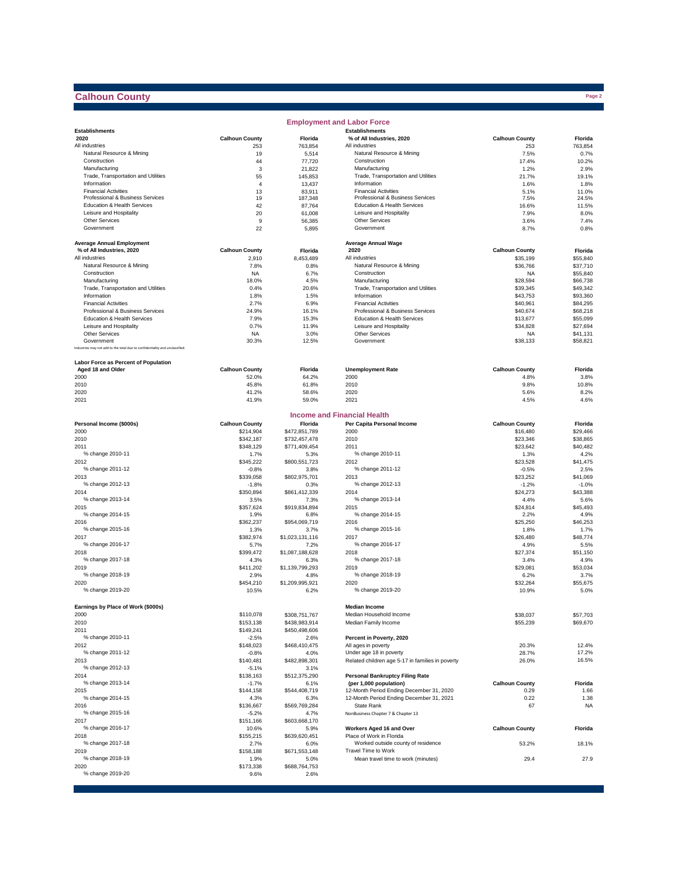# Calhoun County

## Employment and Labor Force

| Establishments 2020 | Calhoun County | Florida |
|---|---|---|
| All industries | 253 | 763,854 |
| Natural Resource & Mining | 19 | 5,514 |
| Construction | 44 | 77,720 |
| Manufacturing | 3 | 21,822 |
| Trade, Transportation and Utilities | 55 | 145,853 |
| Information | 4 | 13,437 |
| Financial Activities | 13 | 83,911 |
| Professional & Business Services | 19 | 187,348 |
| Education & Health Services | 42 | 87,764 |
| Leisure and Hospitality | 20 | 61,008 |
| Other Services | 9 | 56,385 |
| Government | 22 | 5,895 |

| Establishments % of All Industries, 2020 | Calhoun County | Florida |
|---|---|---|
| All industries | 253 | 763,854 |
| Natural Resource & Mining | 7.5% | 0.7% |
| Construction | 17.4% | 10.2% |
| Manufacturing | 1.2% | 2.9% |
| Trade, Transportation and Utilities | 21.7% | 19.1% |
| Information | 1.6% | 1.8% |
| Financial Activities | 5.1% | 11.0% |
| Professional & Business Services | 7.5% | 24.5% |
| Education & Health Services | 16.6% | 11.5% |
| Leisure and Hospitality | 7.9% | 8.0% |
| Other Services | 3.6% | 7.4% |
| Government | 8.7% | 0.8% |

| Average Annual Employment % of All Industries, 2020 | Calhoun County | Florida |
|---|---|---|
| All industries | 2,910 | 8,453,489 |
| Natural Resource & Mining | 7.8% | 0.8% |
| Construction | NA | 6.7% |
| Manufacturing | 18.0% | 4.5% |
| Trade, Transportation and Utilities | 0.4% | 20.6% |
| Information | 1.8% | 1.5% |
| Financial Activities | 2.7% | 6.9% |
| Professional & Business Services | 24.9% | 16.1% |
| Education & Health Services | 7.9% | 15.3% |
| Leisure and Hospitality | 0.7% | 11.9% |
| Other Services | NA | 3.0% |
| Government | 30.3% | 12.5% |

Industries may not add to the total due to confidentiality and unclassified.

| Average Annual Wage 2020 | Calhoun County | Florida |
|---|---|---|
| All industries | $35,199 | $55,840 |
| Natural Resource & Mining | $36,766 | $37,710 |
| Construction | NA | $55,840 |
| Manufacturing | $28,594 | $66,738 |
| Trade, Transportation and Utilities | $39,345 | $49,342 |
| Information | $43,753 | $93,360 |
| Financial Activities | $40,961 | $84,295 |
| Professional & Business Services | $40,674 | $68,218 |
| Education & Health Services | $13,677 | $55,099 |
| Leisure and Hospitality | $34,828 | $27,694 |
| Other Services | NA | $41,131 |
| Government | $38,133 | $58,821 |

| Labor Force as Percent of Population Aged 18 and Older | Calhoun County | Florida |
|---|---|---|
| 2000 | 52.0% | 64.2% |
| 2010 | 45.8% | 61.8% |
| 2020 | 41.2% | 58.6% |
| 2021 | 41.9% | 59.0% |

| Unemployment Rate | Calhoun County | Florida |
|---|---|---|
| 2000 | 4.8% | 3.8% |
| 2010 | 9.8% | 10.8% |
| 2020 | 5.6% | 8.2% |
| 2021 | 4.5% | 4.6% |

## Income and Financial Health

| Personal Income ($000s) | Calhoun County | Florida |
|---|---|---|
| 2000 | $214,904 | $472,851,789 |
| 2010 | $342,187 | $732,457,478 |
| 2011 | $348,129 | $771,409,454 |
| % change 2010-11 | 1.7% | 5.3% |
| 2012 | $345,222 | $800,551,723 |
| % change 2011-12 | -0.8% | 3.8% |
| 2013 | $339,058 | $802,975,701 |
| % change 2012-13 | -1.8% | 0.3% |
| 2014 | $350,894 | $861,412,339 |
| % change 2013-14 | 3.5% | 7.3% |
| 2015 | $357,624 | $919,834,894 |
| % change 2014-15 | 1.9% | 6.8% |
| 2016 | $362,237 | $954,069,719 |
| % change 2015-16 | 1.3% | 3.7% |
| 2017 | $382,974 | $1,023,131,116 |
| % change 2016-17 | 5.7% | 7.2% |
| 2018 | $399,472 | $1,087,188,628 |
| % change 2017-18 | 4.3% | 6.3% |
| 2019 | $411,202 | $1,139,799,293 |
| % change 2018-19 | 2.9% | 4.8% |
| 2020 | $454,210 | $1,209,995,921 |
| % change 2019-20 | 10.5% | 6.2% |

| Per Capita Personal Income | Calhoun County | Florida |
|---|---|---|
| 2000 | $16,480 | $29,466 |
| 2010 | $23,346 | $38,865 |
| 2011 | $23,642 | $40,482 |
| % change 2010-11 | 1.3% | 4.2% |
| 2012 | $23,528 | $41,475 |
| % change 2011-12 | -0.5% | 2.5% |
| 2013 | $23,252 | $41,069 |
| % change 2012-13 | -1.2% | -1.0% |
| 2014 | $24,273 | $43,388 |
| % change 2013-14 | 4.4% | 5.6% |
| 2015 | $24,814 | $45,493 |
| % change 2014-15 | 2.2% | 4.9% |
| 2016 | $25,250 | $46,253 |
| % change 2015-16 | 1.8% | 1.7% |
| 2017 | $26,480 | $48,774 |
| % change 2016-17 | 4.9% | 5.5% |
| 2018 | $27,374 | $51,150 |
| % change 2017-18 | 3.4% | 4.9% |
| 2019 | $29,081 | $53,034 |
| % change 2018-19 | 6.2% | 3.7% |
| 2020 | $32,264 | $55,675 |
| % change 2019-20 | 10.9% | 5.0% |

| Earnings by Place of Work ($000s) | Calhoun County | Florida |
|---|---|---|
| 2000 | $110,078 | $308,751,767 |
| 2010 | $153,138 | $438,983,914 |
| 2011 | $149,241 | $450,498,606 |
| % change 2010-11 | -2.5% | 2.6% |
| 2012 | $148,023 | $468,410,475 |
| % change 2011-12 | -0.8% | 4.0% |
| 2013 | $140,481 | $482,898,301 |
| % change 2012-13 | -5.1% | 3.1% |
| 2014 | $138,163 | $512,375,290 |
| % change 2013-14 | -1.7% | 6.1% |
| 2015 | $144,158 | $544,408,719 |
| % change 2014-15 | 4.3% | 6.3% |
| 2016 | $136,667 | $569,769,284 |
| % change 2015-16 | -5.2% | 4.7% |
| 2017 | $151,166 | $603,668,170 |
| % change 2016-17 | 10.6% | 5.9% |
| 2018 | $155,215 | $639,620,451 |
| % change 2017-18 | 2.7% | 6.0% |
| 2019 | $158,188 | $671,553,148 |
| % change 2018-19 | 1.9% | 5.0% |
| 2020 | $173,338 | $688,764,753 |
| % change 2019-20 | 9.6% | 2.6% |

| Median Income | Calhoun County | Florida |
|---|---|---|
| Median Household Income | $38,037 | $57,703 |
| Median Family Income | $55,239 | $69,670 |

| Percent in Poverty, 2020 | Calhoun County | Florida |
|---|---|---|
| All ages in poverty | 20.3% | 12.4% |
| Under age 18 in poverty | 28.7% | 17.2% |
| Related children age 5-17 in families in poverty | 26.0% | 16.5% |

| Personal Bankruptcy Filing Rate (per 1,000 population) | Calhoun County | Florida |
|---|---|---|
| 12-Month Period Ending December 31, 2020 | 0.29 | 1.66 |
| 12-Month Period Ending December 31, 2021 | 0.22 | 1.38 |
| State Rank | 67 | NA |

NonBusiness Chapter 7 & Chapter 13

| Workers Aged 16 and Over | Calhoun County | Florida |
|---|---|---|
| Place of Work in Florida | | |
| Worked outside county of residence | 53.2% | 18.1% |
| Travel Time to Work | | |
| Mean travel time to work (minutes) | 29.4 | 27.9 |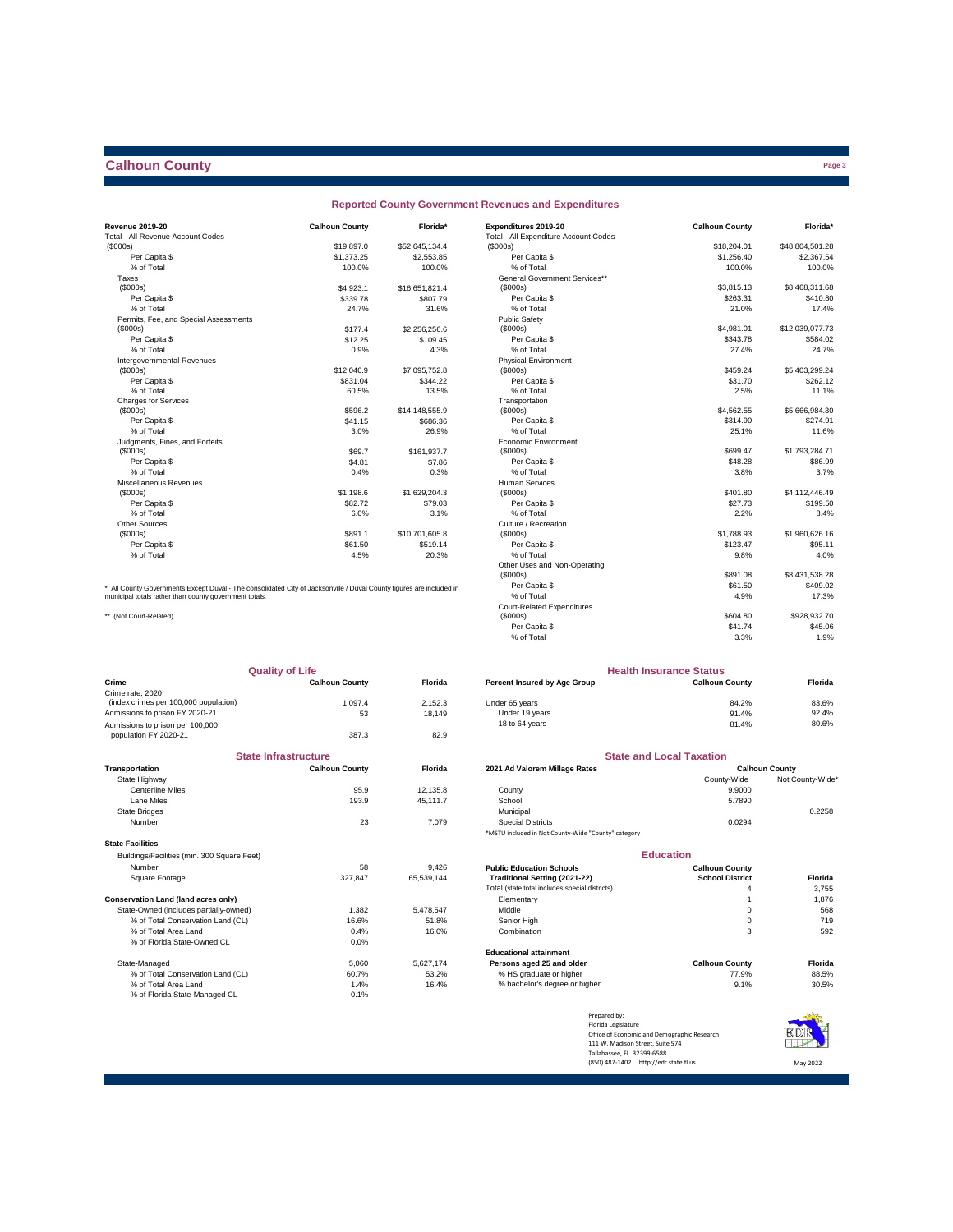# Calhoun County

## Reported County Government Revenues and Expenditures

| Revenue 2019-20 | Calhoun County | Florida* |
|---|---|---|
| Total - All Revenue Account Codes | | |
| ($000s) | $19,897.0 | $52,645,134.4 |
| Per Capita $ | $1,373.25 | $2,553.85 |
| % of Total | 100.0% | 100.0% |
| Taxes | | |
| ($000s) | $4,923.1 | $16,651,821.4 |
| Per Capita $ | $339.78 | $807.79 |
| % of Total | 24.7% | 31.6% |
| Permits, Fee, and Special Assessments | | |
| ($000s) | $177.4 | $2,256,256.6 |
| Per Capita $ | $12.25 | $109.45 |
| % of Total | 0.9% | 4.3% |
| Intergovernmental Revenues | | |
| ($000s) | $12,040.9 | $7,095,752.8 |
| Per Capita $ | $831.04 | $344.22 |
| % of Total | 60.5% | 13.5% |
| Charges for Services | | |
| ($000s) | $596.2 | $14,148,555.9 |
| Per Capita $ | $41.15 | $686.36 |
| % of Total | 3.0% | 26.9% |
| Judgments, Fines, and Forfeits | | |
| ($000s) | $69.7 | $161,937.7 |
| Per Capita $ | $4.81 | $7.86 |
| % of Total | 0.4% | 0.3% |
| Miscellaneous Revenues | | |
| ($000s) | $1,198.6 | $1,629,204.3 |
| Per Capita $ | $82.72 | $79.03 |
| % of Total | 6.0% | 3.1% |
| Other Sources | | |
| ($000s) | $891.1 | $10,701,605.8 |
| Per Capita $ | $61.50 | $519.14 |
| % of Total | 4.5% | 20.3% |

\* All County Governments Except Duval - The consolidated City of Jacksonville / Duval County figures are included in municipal totals rather than county government totals.

** (Not Court-Related)

| Expenditures 2019-20 | Calhoun County | Florida* |
|---|---|---|
| Total - All Expenditure Account Codes | | |
| ($000s) | $18,204.01 | $48,804,501.28 |
| Per Capita $ | $1,256.40 | $2,367.54 |
| % of Total | 100.0% | 100.0% |
| General Government Services** | | |
| ($000s) | $3,815.13 | $8,468,311.68 |
| Per Capita $ | $263.31 | $410.80 |
| % of Total | 21.0% | 17.4% |
| Public Safety | | |
| ($000s) | $4,981.01 | $12,039,077.73 |
| Per Capita $ | $343.78 | $584.02 |
| % of Total | 27.4% | 24.7% |
| Physical Environment | | |
| ($000s) | $459.24 | $5,403,299.24 |
| Per Capita $ | $31.70 | $262.12 |
| % of Total | 2.5% | 11.1% |
| Transportation | | |
| ($000s) | $4,562.55 | $5,666,984.30 |
| Per Capita $ | $314.90 | $274.91 |
| % of Total | 25.1% | 11.6% |
| Economic Environment | | |
| ($000s) | $699.47 | $1,793,284.71 |
| Per Capita $ | $48.28 | $86.99 |
| % of Total | 3.8% | 3.7% |
| Human Services | | |
| ($000s) | $401.80 | $4,112,446.49 |
| Per Capita $ | $27.73 | $199.50 |
| % of Total | 2.2% | 8.4% |
| Culture / Recreation | | |
| ($000s) | $1,788.93 | $1,960,626.16 |
| Per Capita $ | $123.47 | $95.11 |
| % of Total | 9.8% | 4.0% |
| Other Uses and Non-Operating | | |
| ($000s) | $891.08 | $8,431,538.28 |
| Per Capita $ | $61.50 | $409.02 |
| % of Total | 4.9% | 17.3% |
| Court-Related Expenditures | | |
| ($000s) | $604.80 | $928,932.70 |
| Per Capita $ | $41.74 | $45.06 |
| % of Total | 3.3% | 1.9% |

## Quality of Life

| Crime | Calhoun County | Florida |
|---|---|---|
| Crime rate, 2020 (index crimes per 100,000 population) | 1,097.4 | 2,152.3 |
| Admissions to prison FY 2020-21 | 53 | 18,149 |
| Admissions to prison per 100,000 population FY 2020-21 | 387.3 | 82.9 |

## Health Insurance Status

| Percent Insured by Age Group | Calhoun County | Florida |
|---|---|---|
| Under 65 years | 84.2% | 83.6% |
| Under 19 years | 91.4% | 92.4% |
| 18 to 64 years | 81.4% | 80.6% |

## State Infrastructure

| Transportation | Calhoun County | Florida |
|---|---|---|
| State Highway | | |
| Centerline Miles | 95.9 | 12,135.8 |
| Lane Miles | 193.9 | 45,111.7 |
| State Bridges | | |
| Number | 23 | 7,079 |
| **State Facilities** | | |
| Buildings/Facilities (min. 300 Square Feet) | | |
| Number | 58 | 9,426 |
| Square Footage | 327,847 | 65,539,144 |
| **Conservation Land (land acres only)** | | |
| State-Owned (includes partially-owned) | 1,382 | 5,478,547 |
| % of Total Conservation Land (CL) | 16.6% | 51.8% |
| % of Total Area Land | 0.4% | 16.0% |
| % of Florida State-Owned CL | 0.0% | |
| State-Managed | 5,060 | 5,627,174 |
| % of Total Conservation Land (CL) | 60.7% | 53.2% |
| % of Total Area Land | 1.4% | 16.4% |
| % of Florida State-Managed CL | 0.1% | |

## State and Local Taxation

| 2021 Ad Valorem Millage Rates | Calhoun County County-Wide | Calhoun County Not County-Wide* |
|---|---|---|
| County | 9.9000 | |
| School | 5.7890 | |
| Municipal | | 0.2258 |
| Special Districts | 0.0294 | |

*MSTU included in Not County-Wide "County" category

## Education

| Public Education Schools Traditional Setting (2021-22) | Calhoun County School District | Florida |
|---|---|---|
| Total (state total includes special districts) | 4 | 3,755 |
| Elementary | 1 | 1,876 |
| Middle | 0 | 568 |
| Senior High | 0 | 719 |
| Combination | 3 | 592 |

| Educational attainment Persons aged 25 and older | Calhoun County | Florida |
|---|---|---|
| % HS graduate or higher | 77.9% | 88.5% |
| % bachelor's degree or higher | 9.1% | 30.5% |

Prepared by:
Florida Legislature
Office of Economic and Demographic Research
111 W. Madison Street, Suite 574
Tallahassee, FL 32399-6588
(850) 487-1402 http://edr.state.fl.us

May 2022